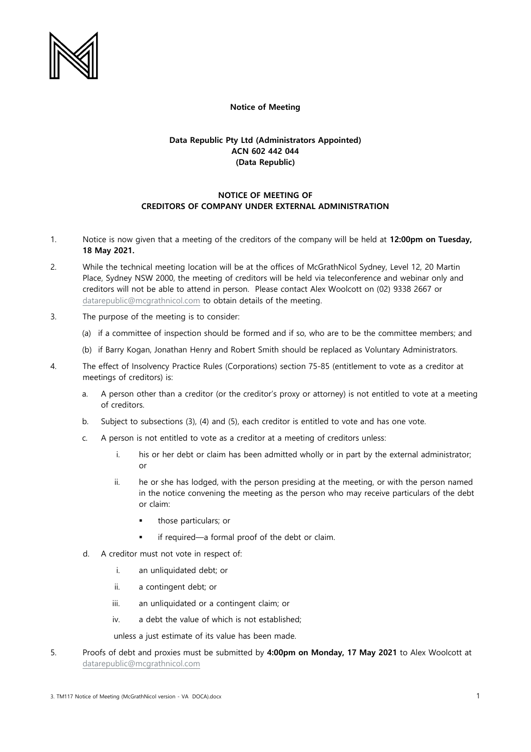**Notice of Meeting**

**Data Republic Pty Ltd (Administrators Appointed)**
**ACN 602 442 044**
**(Data Republic)**

**NOTICE OF MEETING OF**
**CREDITORS OF COMPANY UNDER EXTERNAL ADMINISTRATION**

1. Notice is now given that a meeting of the creditors of the company will be held at **12:00pm on Tuesday, 18 May 2021.**

2. While the technical meeting location will be at the offices of McGrathNicol Sydney, Level 12, 20 Martin Place, Sydney NSW 2000, the meeting of creditors will be held via teleconference and webinar only and creditors will not be able to attend in person. Please contact Alex Woolcott on (02) 9338 2667 or datarepublic@mcgrathnicol.com to obtain details of the meeting.

3. The purpose of the meeting is to consider:

   (a) if a committee of inspection should be formed and if so, who are to be the committee members; and

   (b) if Barry Kogan, Jonathan Henry and Robert Smith should be replaced as Voluntary Administrators.

4. The effect of Insolvency Practice Rules (Corporations) section 75-85 (entitlement to vote as a creditor at meetings of creditors) is:

   a. A person other than a creditor (or the creditor's proxy or attorney) is not entitled to vote at a meeting of creditors.

   b. Subject to subsections (3), (4) and (5), each creditor is entitled to vote and has one vote.

   c. A person is not entitled to vote as a creditor at a meeting of creditors unless:

      i. his or her debt or claim has been admitted wholly or in part by the external administrator; or

      ii. he or she has lodged, with the person presiding at the meeting, or with the person named in the notice convening the meeting as the person who may receive particulars of the debt or claim:

         - those particulars; or
         - if required—a formal proof of the debt or claim.

   d. A creditor must not vote in respect of:

      i. an unliquidated debt; or

      ii. a contingent debt; or

      iii. an unliquidated or a contingent claim; or

      iv. a debt the value of which is not established;

      unless a just estimate of its value has been made.

5. Proofs of debt and proxies must be submitted by **4:00pm on Monday, 17 May 2021** to Alex Woolcott at datarepublic@mcgrathnicol.com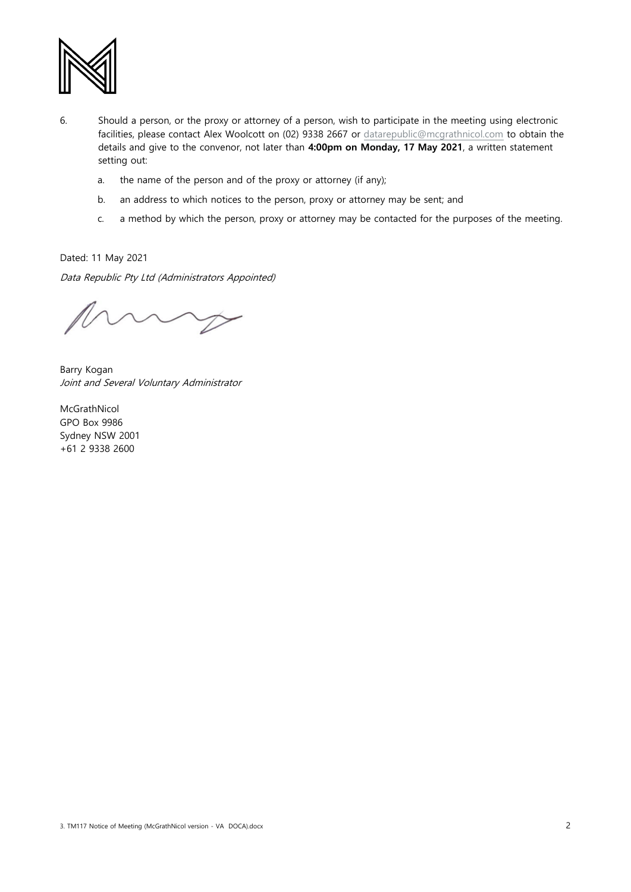6. Should a person, or the proxy or attorney of a person, wish to participate in the meeting using electronic facilities, please contact Alex Woolcott on (02) 9338 2667 or datarepublic@mcgrathnicol.com to obtain the details and give to the convenor, not later than **4:00pm on Monday, 17 May 2021**, a written statement setting out:

   a. the name of the person and of the proxy or attorney (if any);

   b. an address to which notices to the person, proxy or attorney may be sent; and

   c. a method by which the person, proxy or attorney may be contacted for the purposes of the meeting.

Dated: 11 May 2021

*Data Republic Pty Ltd (Administrators Appointed)*

Barry Kogan
*Joint and Several Voluntary Administrator*

McGrathNicol
GPO Box 9986
Sydney NSW 2001
+61 2 9338 2600